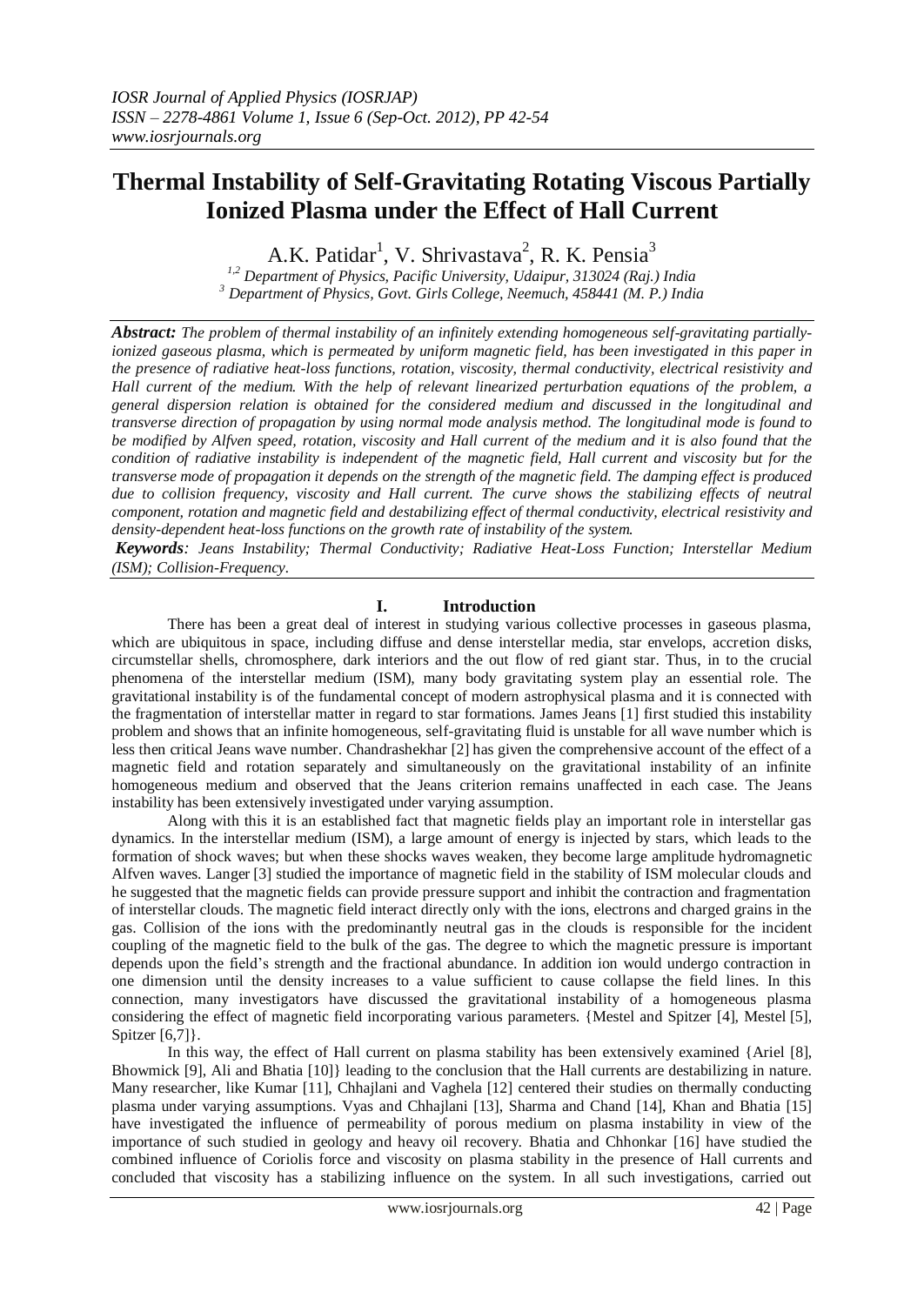# Thermal Instability of Self-Gravitating Rotating Viscous Partially Ionized Plasma under the Effect of Hall Current

A.K. Patidar[1], V. Shrivastava[2], R. K. Pensia[3]

[1,2] *Department of Physics, Pacific University, Udaipur, 313024 (Raj.) India*
[3] *Department of Physics, Govt. Girls College, Neemuch, 458441 (M. P.) India*

***Abstract:*** *The problem of thermal instability of an infinitely extending homogeneous self-gravitating partially-ionized gaseous plasma, which is permeated by uniform magnetic field, has been investigated in this paper in the presence of radiative heat-loss functions, rotation, viscosity, thermal conductivity, electrical resistivity and Hall current of the medium. With the help of relevant linearized perturbation equations of the problem, a general dispersion relation is obtained for the considered medium and discussed in the longitudinal and transverse direction of propagation by using normal mode analysis method. The longitudinal mode is found to be modified by Alfven speed, rotation, viscosity and Hall current of the medium and it is also found that the condition of radiative instability is independent of the magnetic field, Hall current and viscosity but for the transverse mode of propagation it depends on the strength of the magnetic field. The damping effect is produced due to collision frequency, viscosity and Hall current. The curve shows the stabilizing effects of neutral component, rotation and magnetic field and destabilizing effect of thermal conductivity, electrical resistivity and density-dependent heat-loss functions on the growth rate of instability of the system.*

***Keywords****: Jeans Instability; Thermal Conductivity; Radiative Heat-Loss Function; Interstellar Medium (ISM); Collision-Frequency.*

## I. Introduction

There has been a great deal of interest in studying various collective processes in gaseous plasma, which are ubiquitous in space, including diffuse and dense interstellar media, star envelops, accretion disks, circumstellar shells, chromosphere, dark interiors and the out flow of red giant star. Thus, in to the crucial phenomena of the interstellar medium (ISM), many body gravitating system play an essential role. The gravitational instability is of the fundamental concept of modern astrophysical plasma and it is connected with the fragmentation of interstellar matter in regard to star formations. James Jeans [1] first studied this instability problem and shows that an infinite homogeneous, self-gravitating fluid is unstable for all wave number which is less then critical Jeans wave number. Chandrashekhar [2] has given the comprehensive account of the effect of a magnetic field and rotation separately and simultaneously on the gravitational instability of an infinite homogeneous medium and observed that the Jeans criterion remains unaffected in each case. The Jeans instability has been extensively investigated under varying assumption.

Along with this it is an established fact that magnetic fields play an important role in interstellar gas dynamics. In the interstellar medium (ISM), a large amount of energy is injected by stars, which leads to the formation of shock waves; but when these shocks waves weaken, they become large amplitude hydromagnetic Alfven waves. Langer [3] studied the importance of magnetic field in the stability of ISM molecular clouds and he suggested that the magnetic fields can provide pressure support and inhibit the contraction and fragmentation of interstellar clouds. The magnetic field interact directly only with the ions, electrons and charged grains in the gas. Collision of the ions with the predominantly neutral gas in the clouds is responsible for the incident coupling of the magnetic field to the bulk of the gas. The degree to which the magnetic pressure is important depends upon the field's strength and the fractional abundance. In addition ion would undergo contraction in one dimension until the density increases to a value sufficient to cause collapse the field lines. In this connection, many investigators have discussed the gravitational instability of a homogeneous plasma considering the effect of magnetic field incorporating various parameters. {Mestel and Spitzer [4], Mestel [5], Spitzer [6,7]}.

In this way, the effect of Hall current on plasma stability has been extensively examined {Ariel [8], Bhowmick [9], Ali and Bhatia [10]} leading to the conclusion that the Hall currents are destabilizing in nature. Many researcher, like Kumar [11], Chhajlani and Vaghela [12] centered their studies on thermally conducting plasma under varying assumptions. Vyas and Chhajlani [13], Sharma and Chand [14], Khan and Bhatia [15] have investigated the influence of permeability of porous medium on plasma instability in view of the importance of such studied in geology and heavy oil recovery. Bhatia and Chhonkar [16] have studied the combined influence of Coriolis force and viscosity on plasma stability in the presence of Hall currents and concluded that viscosity has a stabilizing influence on the system. In all such investigations, carried out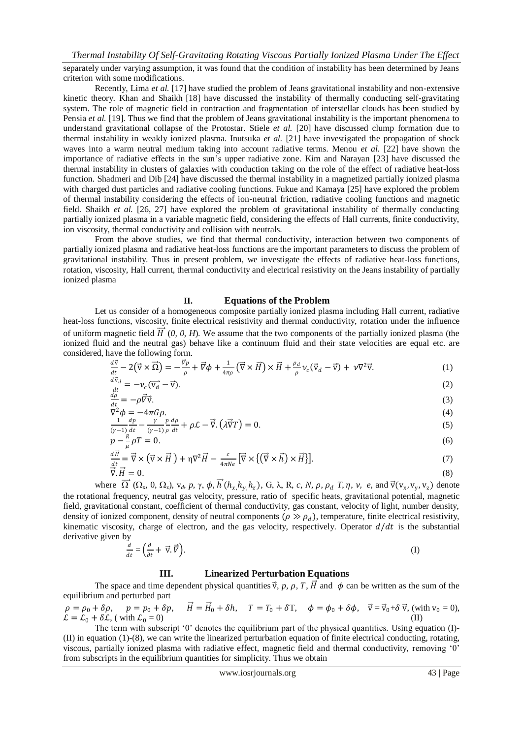separately under varying assumption, it was found that the condition of instability has been determined by Jeans criterion with some modifications.

Recently, Lima *et al.* [17] have studied the problem of Jeans gravitational instability and non-extensive kinetic theory. Khan and Shaikh [18] have discussed the instability of thermally conducting self-gravitating system. The role of magnetic field in contraction and fragmentation of interstellar clouds has been studied by Pensia *et al.* [19]. Thus we find that the problem of Jeans gravitational instability is the important phenomena to understand gravitational collapse of the Protostar. Stiele *et al.* [20] have discussed clump formation due to thermal instability in weakly ionized plasma. Inutsuka *et al.* [21] have investigated the propagation of shock waves into a warm neutral medium taking into account radiative terms. Menou *et al.* [22] have shown the importance of radiative effects in the sun's upper radiative zone. Kim and Narayan [23] have discussed the thermal instability in clusters of galaxies with conduction taking on the role of the effect of radiative heat-loss function. Shadmeri and Dib [24] have discussed the thermal instability in a magnetized partially ionized plasma with charged dust particles and radiative cooling functions. Fukue and Kamaya [25] have explored the problem of thermal instability considering the effects of ion-neutral friction, radiative cooling functions and magnetic field. Shaikh *et al.* [26, 27] have explored the problem of gravitational instability of thermally conducting partially ionized plasma in a variable magnetic field, considering the effects of Hall currents, finite conductivity, ion viscosity, thermal conductivity and collision with neutrals.

From the above studies, we find that thermal conductivity, interaction between two components of partially ionized plasma and radiative heat-loss functions are the important parameters to discuss the problem of gravitational instability. Thus in present problem, we investigate the effects of radiative heat-loss functions, rotation, viscosity, Hall current, thermal conductivity and electrical resistivity on the Jeans instability of partially ionized plasma

## II. Equations of the Problem

Let us consider of a homogeneous composite partially ionized plasma including Hall current, radiative heat-loss functions, viscosity, finite electrical resistivity and thermal conductivity, rotation under the influence of uniform magnetic field $\vec{H}$ *(0, 0, H)*. We assume that the two components of the partially ionized plasma (the ionized fluid and the neutral gas) behave like a continuum fluid and their state velocities are equal etc. are considered, have the following form.

$$\frac{d\vec{v}}{dt} - 2\left(\vec{v} \times \vec{\Omega}\right) = -\frac{\vec{\nabla}p}{\rho} + \vec{\nabla}\phi + \frac{1}{4\pi\rho}\left(\vec{\nabla} \times \vec{H}\right) \times \vec{H} + \frac{\rho_d}{\rho}\nu_c\left(\vec{v}_d - \vec{v}\right) + \nu\nabla^2\vec{v}. \tag{1}$$

$$\frac{d\vec{v}_d}{dt} = -\nu_c\left(\vec{v}_d - \vec{v}\right). \tag{2}$$

$$\frac{d\rho}{dt} = -\rho\vec{\nabla}\vec{v}. \tag{3}$$

$$\nabla^2\phi = -4\pi G\rho. \tag{4}$$

$$\frac{1}{(\gamma-1)}\frac{dp}{dt} - \frac{\gamma}{(\gamma-1)}\frac{p}{\rho}\frac{d\rho}{dt} + \rho\mathcal{L} - \vec{\nabla}.\left(\lambda\vec{\nabla}T\right) = 0. \tag{5}$$

$$p - \frac{R}{\mu}\rho T = 0. \tag{6}$$

$$\frac{d\vec{H}}{dt} = \vec{\nabla} \times \left(\vec{v} \times \vec{H}\right) + \eta\nabla^2\vec{H} - \frac{c}{4\pi Ne}\left[\vec{\nabla} \times \left\{\left(\vec{\nabla} \times \vec{h}\right) \times \vec{H}\right\}\right]. \tag{7}$$

$$\vec{\nabla}.\vec{H} = 0. \tag{8}$$

where $\vec{\Omega}$ $(\Omega_x, 0, \Omega_z)$, $v_d$, $p$, $\gamma$, $\phi$, $\vec{h}$ $(h_x, h_y, h_z)$, G, $\lambda$, R, $c$, $N$, $\rho$, $\rho_d$ $T$, $\eta$, $\nu$, $e$, and $\vec{v}(v_x, v_y, v_z)$ denote the rotational frequency, neutral gas velocity, pressure, ratio of specific heats, gravitational potential, magnetic field, gravitational constant, coefficient of thermal conductivity, gas constant, velocity of light, number density, density of ionized component, density of neutral components ($\rho \gg \rho_d$), temperature, finite electrical resistivity, kinematic viscosity, charge of electron, and the gas velocity, respectively. Operator $d/dt$ is the substantial derivative given by

$$\frac{d}{dt} = \left(\frac{\partial}{\partial t} + \vec{v}.\vec{\nabla}\right). \tag{I}$$

## III. Linearized Perturbation Equations

The space and time dependent physical quantities $\vec{v}$, $p$, $\rho$, $T$, $\vec{H}$ and $\phi$ can be written as the sum of the equilibrium and perturbed part

$$\rho = \rho_0 + \delta\rho, \quad p = p_0 + \delta p, \quad \vec{H} = \vec{H}_0 + \delta h, \quad T = T_0 + \delta T, \quad \phi = \phi_0 + \delta\phi, \quad \vec{v} = \vec{v}_0 + \delta\vec{v}, \text{ (with } v_0 = 0\text{)},$$
$$\mathcal{L} = \mathcal{L}_0 + \delta\mathcal{L}, \text{ ( with } \mathcal{L}_0 = 0\text{)} \tag{II}$$

The term with subscript '0' denotes the equilibrium part of the physical quantities. Using equation (I)-(II) in equation (1)-(8), we can write the linearized perturbation equation of finite electrical conducting, rotating, viscous, partially ionized plasma with radiative effect, magnetic field and thermal conductivity, removing '0' from subscripts in the equilibrium quantities for simplicity. Thus we obtain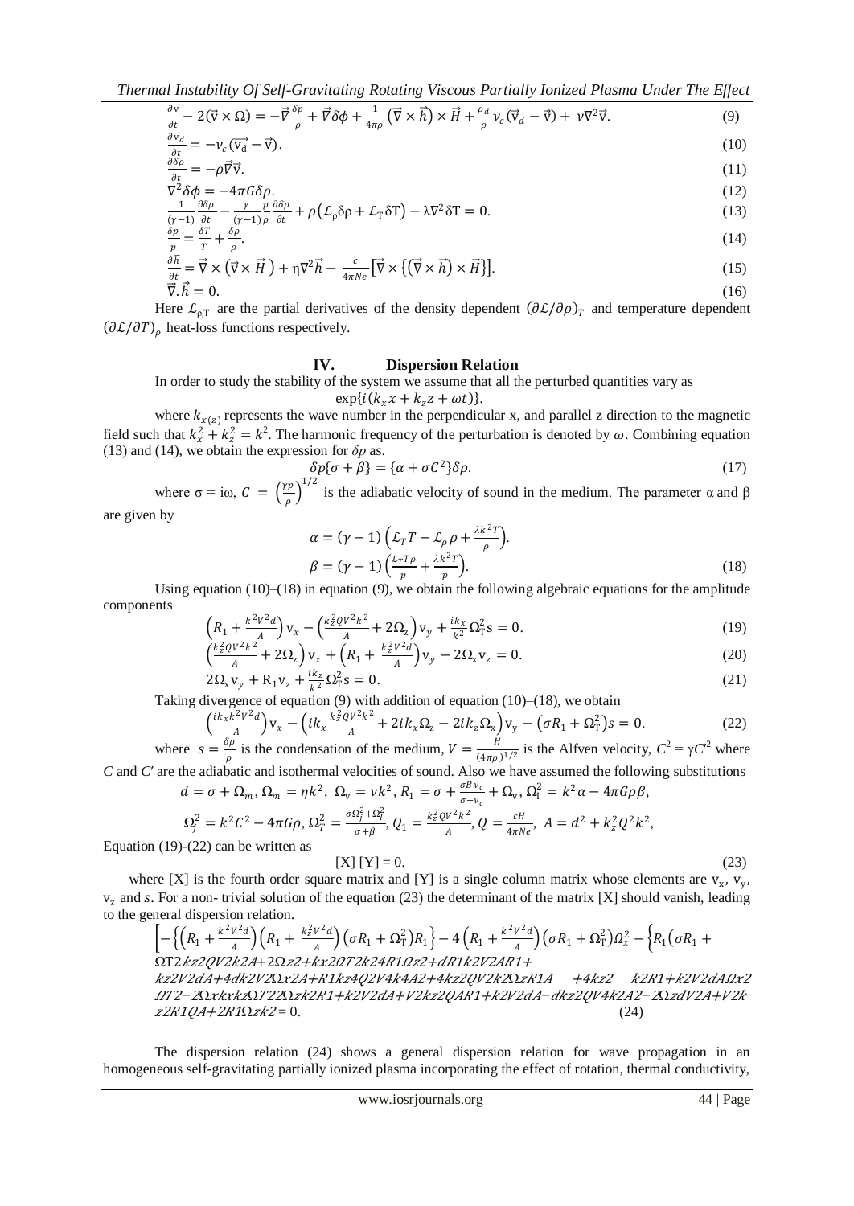$$\frac{\partial \vec{v}}{\partial t} - 2(\vec{v} \times \Omega) = -\vec{\nabla}\frac{\delta p}{\rho} + \vec{\nabla}\delta\phi + \frac{1}{4\pi\rho}\left(\vec{\nabla} \times \vec{h}\right) \times \vec{H} + \frac{\rho_d}{\rho}\nu_c\left(\vec{v}_d - \vec{v}\right) + \nu\nabla^2\vec{v}. \tag{9}$$

$$\frac{\partial \vec{v}_d}{\partial t} = -\nu_c\left(\vec{v}_d - \vec{v}\right). \tag{10}$$

$$\frac{\partial \delta\rho}{\partial t} = -\rho\vec{\nabla}\vec{v}. \tag{11}$$

$$\nabla^2\delta\phi = -4\pi G\delta\rho. \tag{12}$$

$$\frac{1}{(\gamma-1)}\frac{\partial \delta p}{\partial t} - \frac{\gamma}{(\gamma-1)}\frac{p}{\rho}\frac{\partial \delta\rho}{\partial t} + \rho\left(\mathcal{L}_\rho\delta\rho + \mathcal{L}_T\delta T\right) - \lambda\nabla^2\delta T = 0. \tag{13}$$

$$\frac{\delta p}{p} = \frac{\delta T}{T} + \frac{\delta\rho}{\rho}. \tag{14}$$

$$\frac{\partial \vec{h}}{\partial t} = \vec{\nabla} \times \left(\vec{v} \times \vec{H}\right) + \eta\nabla^2\vec{h} - \frac{c}{4\pi Ne}\left[\vec{\nabla} \times \left\{\left(\vec{\nabla} \times \vec{h}\right) \times \vec{H}\right\}\right]. \tag{15}$$

$$\vec{\nabla}.\vec{h} = 0. \tag{16}$$

Here $\mathcal{L}_{\rho,T}$ are the partial derivatives of the density dependent $(\partial\mathcal{L}/\partial\rho)_T$ and temperature dependent $(\partial\mathcal{L}/\partial T)_\rho$ heat-loss functions respectively.

## IV. Dispersion Relation

In order to study the stability of the system we assume that all the perturbed quantities vary as

$$\exp\{i(k_x x + k_z z + \omega t)\}.$$

where $k_{x(z)}$ represents the wave number in the perpendicular x, and parallel z direction to the magnetic field such that $k_x^2 + k_z^2 = k^2$. The harmonic frequency of the perturbation is denoted by $\omega$. Combining equation (13) and (14), we obtain the expression for $\delta p$ as.

$$\delta p\{\sigma + \beta\} = \{\alpha + \sigma C^2\}\delta\rho. \tag{17}$$

where $\sigma = i\omega$, $C = \left(\frac{\gamma p}{\rho}\right)^{1/2}$ is the adiabatic velocity of sound in the medium. The parameter $\alpha$ and $\beta$ are given by

$$\alpha = (\gamma-1)\left(\mathcal{L}_T T - \mathcal{L}_\rho\rho + \frac{\lambda k^2 T}{\rho}\right).$$

$$\beta = (\gamma-1)\left(\frac{\mathcal{L}_T T\rho}{p} + \frac{\lambda k^2 T}{p}\right). \tag{18}$$

Using equation (10)–(18) in equation (9), we obtain the following algebraic equations for the amplitude components

$$\left(R_1 + \frac{k^2V^2d}{A}\right)v_x - \left(\frac{k_z^2QV^2k^2}{A} + 2\Omega_z\right)v_y + \frac{ik_x}{k^2}\Omega_T^2 s = 0. \tag{19}$$

$$\left(\frac{k_z^2QV^2k^2}{A} + 2\Omega_z\right)v_x + \left(R_1 + \frac{k_z^2V^2d}{A}\right)v_y - 2\Omega_x v_z = 0. \tag{20}$$

$$2\Omega_x v_y + R_1 v_z + \frac{ik_z}{k^2}\Omega_T^2 s = 0. \tag{21}$$

Taking divergence of equation (9) with addition of equation (10)–(18), we obtain

$$\left(\frac{ik_x k^2V^2d}{A}\right)v_x - \left(ik_x\frac{k_z^2QV^2k^2}{A} + 2ik_x\Omega_z - 2ik_z\Omega_x\right)v_y - \left(\sigma R_1 + \Omega_T^2\right)s = 0. \tag{22}$$

where $s = \frac{\delta\rho}{\rho}$ is the condensation of the medium, $V = \frac{H}{(4\pi\rho)^{1/2}}$ is the Alfven velocity, $C^2 = \gamma C'^2$ where $C$ and $C'$ are the adiabatic and isothermal velocities of sound. Also we have assumed the following substitutions

$$d = \sigma + \Omega_m,\ \Omega_m = \eta k^2,\ \Omega_v = \nu k^2,\ R_1 = \sigma + \frac{\sigma B\nu_c}{\sigma + \nu_c} + \Omega_v,\ \Omega_I^2 = k^2\alpha - 4\pi G\rho\beta,$$

$$\Omega_j^2 = k^2C^2 - 4\pi G\rho,\ \Omega_T^2 = \frac{\sigma\Omega_j^2 + \Omega_I^2}{\sigma + \beta},\ Q_1 = \frac{k_z^2QV^2k^2}{A},\ Q = \frac{cH}{4\pi Ne},\ A = d^2 + k_z^2Q^2k^2,$$

Equation (19)-(22) can be written as

$$[X]\,[Y] = 0. \tag{23}$$

where [X] is the fourth order square matrix and [Y] is a single column matrix whose elements are $v_x$, $v_y$, $v_z$ and $s$. For a non- trivial solution of the equation (23) the determinant of the matrix [X] should vanish, leading to the general dispersion relation.

$$\left[-\left\{\left(R_1 + \frac{k^2V^2d}{A}\right)\left(R_1 + \frac{k_z^2V^2d}{A}\right)\left(\sigma R_1 + \Omega_T^2\right)R_1\right\} - 4\left(R_1 + \frac{k^2V^2d}{A}\right)\left(\sigma R_1 + \Omega_T^2\right)\Omega_x^2 - \left\{R_1\left(\sigma R_1 + \right.\right.\right.$$
ΩT2kz2QV2k2A+2Ωz2+kx2ΩT2k24R1Ωz2+dR1k2V2AR1+
kz2V2dA+4dk2V2Ωx2A+R1kz4Q2V4k4A2+4kz2QV2k2ΩzR1A +4kz2 k2R1+k2V2dAΩx2
ΩT2−2ΩxkxkzΩT22Ωzk2R1+k2V2dA+V2kz2QAR1+k2V2dA−dkz2QV4k2A2−2ΩzdV2A+V2k
z2R1QA+2R1Ωzk2 = 0. (24)

The dispersion relation (24) shows a general dispersion relation for wave propagation in an homogeneous self-gravitating partially ionized plasma incorporating the effect of rotation, thermal conductivity,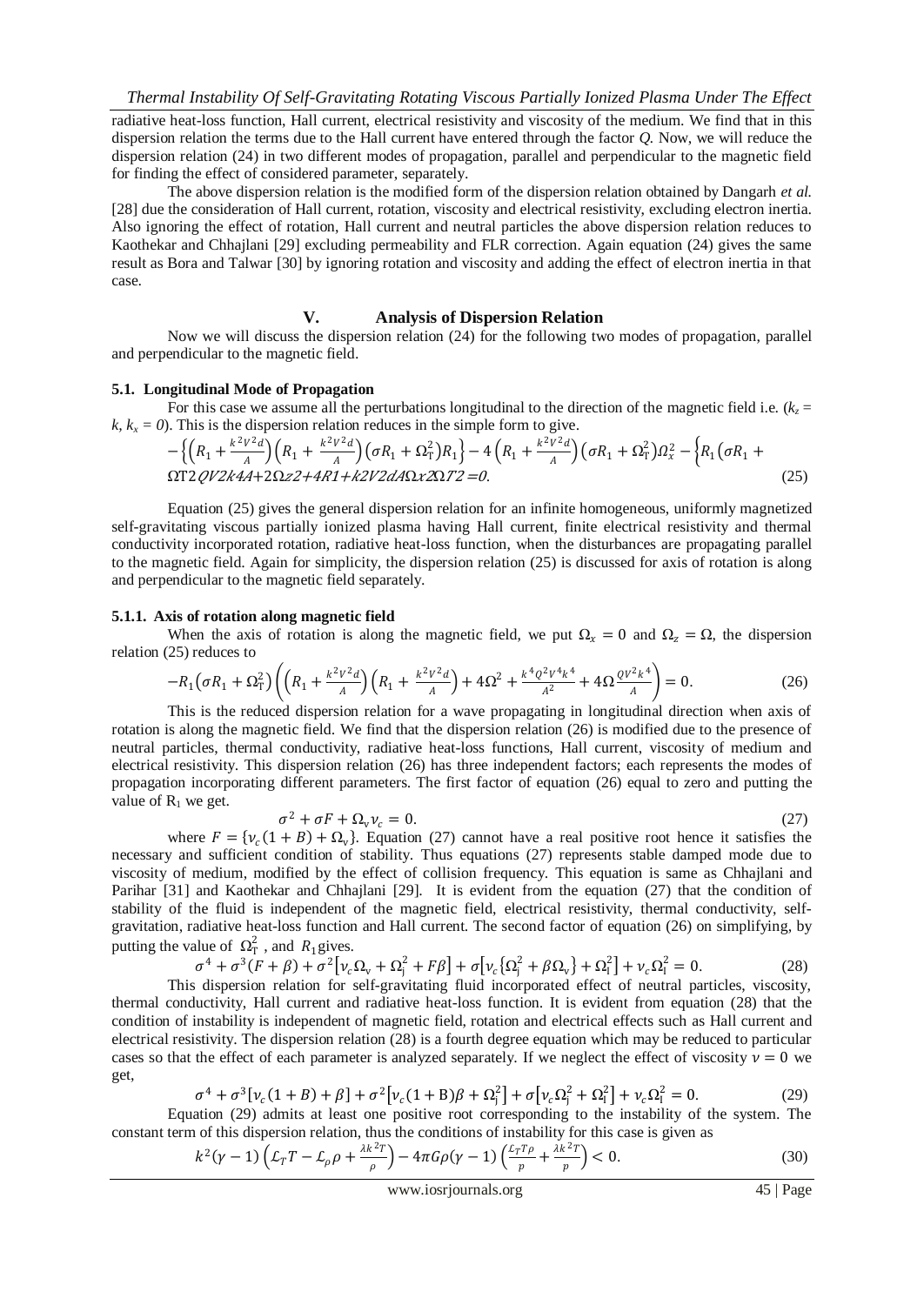radiative heat-loss function, Hall current, electrical resistivity and viscosity of the medium. We find that in this dispersion relation the terms due to the Hall current have entered through the factor *Q*. Now, we will reduce the dispersion relation (24) in two different modes of propagation, parallel and perpendicular to the magnetic field for finding the effect of considered parameter, separately.

The above dispersion relation is the modified form of the dispersion relation obtained by Dangarh *et al.* [28] due the consideration of Hall current, rotation, viscosity and electrical resistivity, excluding electron inertia. Also ignoring the effect of rotation, Hall current and neutral particles the above dispersion relation reduces to Kaothekar and Chhajlani [29] excluding permeability and FLR correction. Again equation (24) gives the same result as Bora and Talwar [30] by ignoring rotation and viscosity and adding the effect of electron inertia in that case.

## V. Analysis of Dispersion Relation

Now we will discuss the dispersion relation (24) for the following two modes of propagation, parallel and perpendicular to the magnetic field.

### 5.1. Longitudinal Mode of Propagation

For this case we assume all the perturbations longitudinal to the direction of the magnetic field i.e. ($k_z = k$, $k_x = 0$). This is the dispersion relation reduces in the simple form to give.

$$-\left\{\left(R_1+\frac{k^2V^2d}{A}\right)\left(R_1+\frac{k^2V^2d}{A}\right)\left(\sigma R_1+\Omega_T^2\right)R_1\right\}-4\left(R_1+\frac{k^2V^2d}{A}\right)\left(\sigma R_1+\Omega_T^2\right)\Omega_x^2-\left\{R_1\left(\sigma R_1+\Omega T2QV2k4A+2\Omega z2+4R1+k2V2dA\Omega x2\Omega T2\right.\right.=0. \tag{25}$$

Equation (25) gives the general dispersion relation for an infinite homogeneous, uniformly magnetized self-gravitating viscous partially ionized plasma having Hall current, finite electrical resistivity and thermal conductivity incorporated rotation, radiative heat-loss function, when the disturbances are propagating parallel to the magnetic field. Again for simplicity, the dispersion relation (25) is discussed for axis of rotation is along and perpendicular to the magnetic field separately.

#### 5.1.1. Axis of rotation along magnetic field

When the axis of rotation is along the magnetic field, we put $\Omega_x = 0$ and $\Omega_z = \Omega$, the dispersion relation (25) reduces to

$$-R_1\left(\sigma R_1+\Omega_T^2\right)\left(\left(R_1+\frac{k^2V^2d}{A}\right)\left(R_1+\frac{k^2V^2d}{A}\right)+4\Omega^2+\frac{k^4Q^2V^4k^4}{A^2}+4\Omega\frac{QV^2k^4}{A}\right)=0. \tag{26}$$

This is the reduced dispersion relation for a wave propagating in longitudinal direction when axis of rotation is along the magnetic field. We find that the dispersion relation (26) is modified due to the presence of neutral particles, thermal conductivity, radiative heat-loss functions, Hall current, viscosity of medium and electrical resistivity. This dispersion relation (26) has three independent factors; each represents the modes of propagation incorporating different parameters. The first factor of equation (26) equal to zero and putting the value of $R_1$ we get.

$$\sigma^2+\sigma F+\Omega_v v_c=0. \tag{27}$$

where $F=\{v_c(1+B)+\Omega_v\}$. Equation (27) cannot have a real positive root hence it satisfies the necessary and sufficient condition of stability. Thus equations (27) represents stable damped mode due to viscosity of medium, modified by the effect of collision frequency. This equation is same as Chhajlani and Parihar [31] and Kaothekar and Chhajlani [29]. It is evident from the equation (27) that the condition of stability of the fluid is independent of the magnetic field, electrical resistivity, thermal conductivity, self-gravitation, radiative heat-loss function and Hall current. The second factor of equation (26) on simplifying, by putting the value of $\Omega_T^2$, and $R_1$ gives.

$$\sigma^4+\sigma^3(F+\beta)+\sigma^2\left[v_c\Omega_v+\Omega_j^2+F\beta\right]+\sigma\left[v_c\left\{\Omega_j^2+\beta\Omega_v\right\}+\Omega_I^2\right]+v_c\Omega_I^2=0. \tag{28}$$

This dispersion relation for self-gravitating fluid incorporated effect of neutral particles, viscosity, thermal conductivity, Hall current and radiative heat-loss function. It is evident from equation (28) that the condition of instability is independent of magnetic field, rotation and electrical effects such as Hall current and electrical resistivity. The dispersion relation (28) is a fourth degree equation which may be reduced to particular cases so that the effect of each parameter is analyzed separately. If we neglect the effect of viscosity $v=0$ we get,

$$\sigma^4+\sigma^3\left[v_c(1+B)+\beta\right]+\sigma^2\left[v_c(1+B)\beta+\Omega_j^2\right]+\sigma\left[v_c\Omega_j^2+\Omega_I^2\right]+v_c\Omega_I^2=0. \tag{29}$$

Equation (29) admits at least one positive root corresponding to the instability of the system. The constant term of this dispersion relation, thus the conditions of instability for this case is given as

$$k^2(\gamma-1)\left(\mathcal{L}_T T-\mathcal{L}_\rho\rho+\frac{\lambda k^2T}{\rho}\right)-4\pi G\rho(\gamma-1)\left(\frac{\mathcal{L}_T T\rho}{p}+\frac{\lambda k^2 T}{p}\right)<0. \tag{30}$$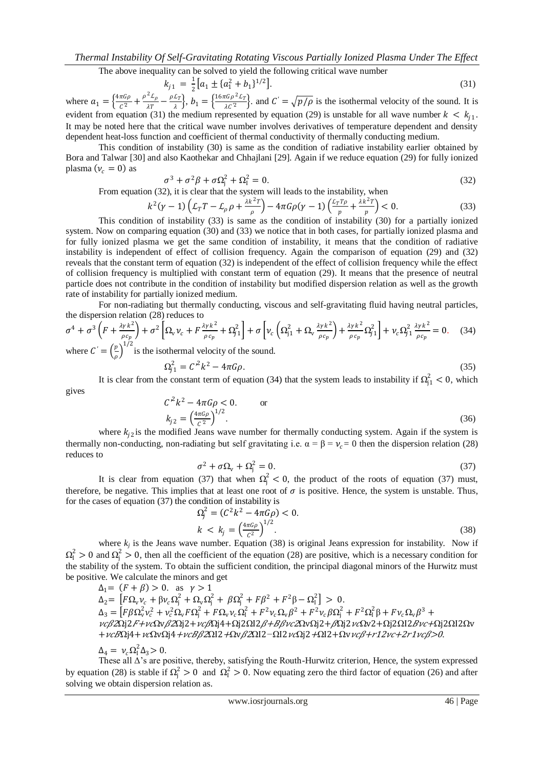The above inequality can be solved to yield the following critical wave number

$$k_{j1} = \frac{1}{2}\left[a_1 \pm \{a_1^2 + b_1\}^{1/2}\right]. \tag{31}$$

where $a_1 = \left\{\frac{4\pi G\rho}{C^2} + \frac{\rho^2 \mathcal{L}_\rho}{\lambda T} - \frac{\rho \mathcal{L}_T}{\lambda}\right\}$, $b_1 = \left\{\frac{16\pi G\rho^2 \mathcal{L}_T}{\lambda C'^2}\right\}$. and $C' = \sqrt{p/\rho}$ is the isothermal velocity of the sound. It is evident from equation (31) the medium represented by equation (29) is unstable for all wave number $k < k_{j1}$. It may be noted here that the critical wave number involves derivatives of temperature dependent and density dependent heat-loss function and coefficient of thermal conductivity of thermally conducting medium.

This condition of instability (30) is same as the condition of radiative instability earlier obtained by Bora and Talwar [30] and also Kaothekar and Chhajlani [29]. Again if we reduce equation (29) for fully ionized plasma ($\nu_c = 0$) as

$$\sigma^3 + \sigma^2\beta + \sigma\Omega_j^2 + \Omega_I^2 = 0. \tag{32}$$

From equation (32), it is clear that the system will leads to the instability, when

$$k^2(\gamma - 1)\left(\mathcal{L}_T T - \mathcal{L}_\rho \rho + \frac{\lambda k^2 T}{\rho}\right) - 4\pi G\rho(\gamma - 1)\left(\frac{\mathcal{L}_T T\rho}{p} + \frac{\lambda k^2 T}{p}\right) < 0. \tag{33}$$

This condition of instability (33) is same as the condition of instability (30) for a partially ionized system. Now on comparing equation (30) and (33) we notice that in both cases, for partially ionized plasma and for fully ionized plasma we get the same condition of instability, it means that the condition of radiative instability is independent of effect of collision frequency. Again the comparison of equation (29) and (32) reveals that the constant term of equation (32) is independent of the effect of collision frequency while the effect of collision frequency is multiplied with constant term of equation (29). It means that the presence of neutral particle does not contribute in the condition of instability but modified dispersion relation as well as the growth rate of instability for partially ionized medium.

For non-radiating but thermally conducting, viscous and self-gravitating fluid having neutral particles, the dispersion relation (28) reduces to

$$\sigma^4 + \sigma^3\left(F + \frac{\lambda\gamma k^2}{\rho c_p}\right) + \sigma^2\left[\Omega_v \nu_c + F\frac{\lambda\gamma k^2}{\rho c_p} + \Omega_{j1}^2\right] + \sigma\left[\nu_c\left(\Omega_{j1}^2 + \Omega_v\frac{\lambda\gamma k^2}{\rho c_p}\right) + \frac{\lambda\gamma k^2}{\rho c_p}\Omega_{j1}^2\right] + \nu_c \Omega_{j1}^2 \frac{\lambda\gamma k^2}{\rho c_p} = 0. \tag{34}$$

where $C' = \left(\frac{p}{\rho}\right)^{1/2}$ is the isothermal velocity of the sound.

$$\Omega_{j1}^2 = C'^2 k^2 - 4\pi G\rho. \tag{35}$$

It is clear from the constant term of equation (34) that the system leads to instability if $\Omega_{j1}^2 < 0$, which gives

$$C'^2 k^2 - 4\pi G\rho < 0. \qquad \text{or}$$
$$k_{j2} = \left(\frac{4\pi G\rho}{C'^2}\right)^{1/2}. \tag{36}$$

where $k_{j2}$ is the modified Jeans wave number for thermally conducting system. Again if the system is thermally non-conducting, non-radiating but self gravitating i.e. $\alpha = \beta = \nu_c = 0$ then the dispersion relation (28) reduces to

$$\sigma^2 + \sigma\Omega_v + \Omega_j^2 = 0. \tag{37}$$

It is clear from equation (37) that when $\Omega_j^2 < 0$, the product of the roots of equation (37) must, therefore, be negative. This implies that at least one root of $\sigma$ is positive. Hence, the system is unstable. Thus, for the cases of equation (37) the condition of instability is

$$\Omega_j^2 = (C^2 k^2 - 4\pi G\rho) < 0.$$
$$k < k_j = \left(\frac{4\pi G\rho}{C^2}\right)^{1/2}. \tag{38}$$

where $k_j$ is the Jeans wave number. Equation (38) is original Jeans expression for instability. Now if $\Omega_I^2 > 0$ and $\Omega_j^2 > 0$, then all the coefficient of the equation (28) are positive, which is a necessary condition for the stability of the system. To obtain the sufficient condition, the principal diagonal minors of the Hurwitz must be positive. We calculate the minors and get

$\Delta_1 = (F + \beta) > 0.$ as $\gamma > 1$

$\Delta_2 = \left[F\Omega_v \nu_c + \beta\nu_c\Omega_v^2 + \Omega_v\Omega_j^2 + \beta\Omega_j^2 + F\beta^2 + F^2\beta - \Omega_I^2\right] > 0.$

$\Delta_3 = \left[F\beta\Omega_v^2\nu_c^2 + \nu_c^2\Omega_v F\Omega_j^2 + F\Omega_v\nu_c\Omega_I^2 + F^2\nu_c\Omega_v\beta^2 + F^2\nu_c\beta\Omega_j^2 + F^2\Omega_I^2\beta + F\nu_c\Omega_v\beta^3 +\right.$
$\nu c\beta 2\Omega j2F + \nu c\Omega v\beta 2\Omega j2 + \nu c\beta\Omega j4 + \Omega j2\Omega I2\beta + B\beta\nu c2\Omega v\Omega j2 + \beta\Omega j2\nu c\Omega v2 + \Omega j2\Omega I2B\nu c + \Omega j2\Omega I2\Omega v$
$+ \nu cB\Omega j4 + \nu c\Omega v\Omega j4 + \nu cB\beta 2\Omega I2 + \Omega v\beta 2\Omega I2 - \Omega I2\nu c\Omega j2 + \Omega I2 + \Omega v\nu c\beta + r12\nu c + 2r1\nu c\beta > 0.$

$\Delta_4 = \nu_c\Omega_I^2\Delta_3 > 0.$

These all Δ's are positive, thereby, satisfying the Routh-Hurwitz criterion, Hence, the system expressed by equation (28) is stable if $\Omega_j^2 > 0$ and $\Omega_I^2 > 0$. Now equating zero the third factor of equation (26) and after solving we obtain dispersion relation as.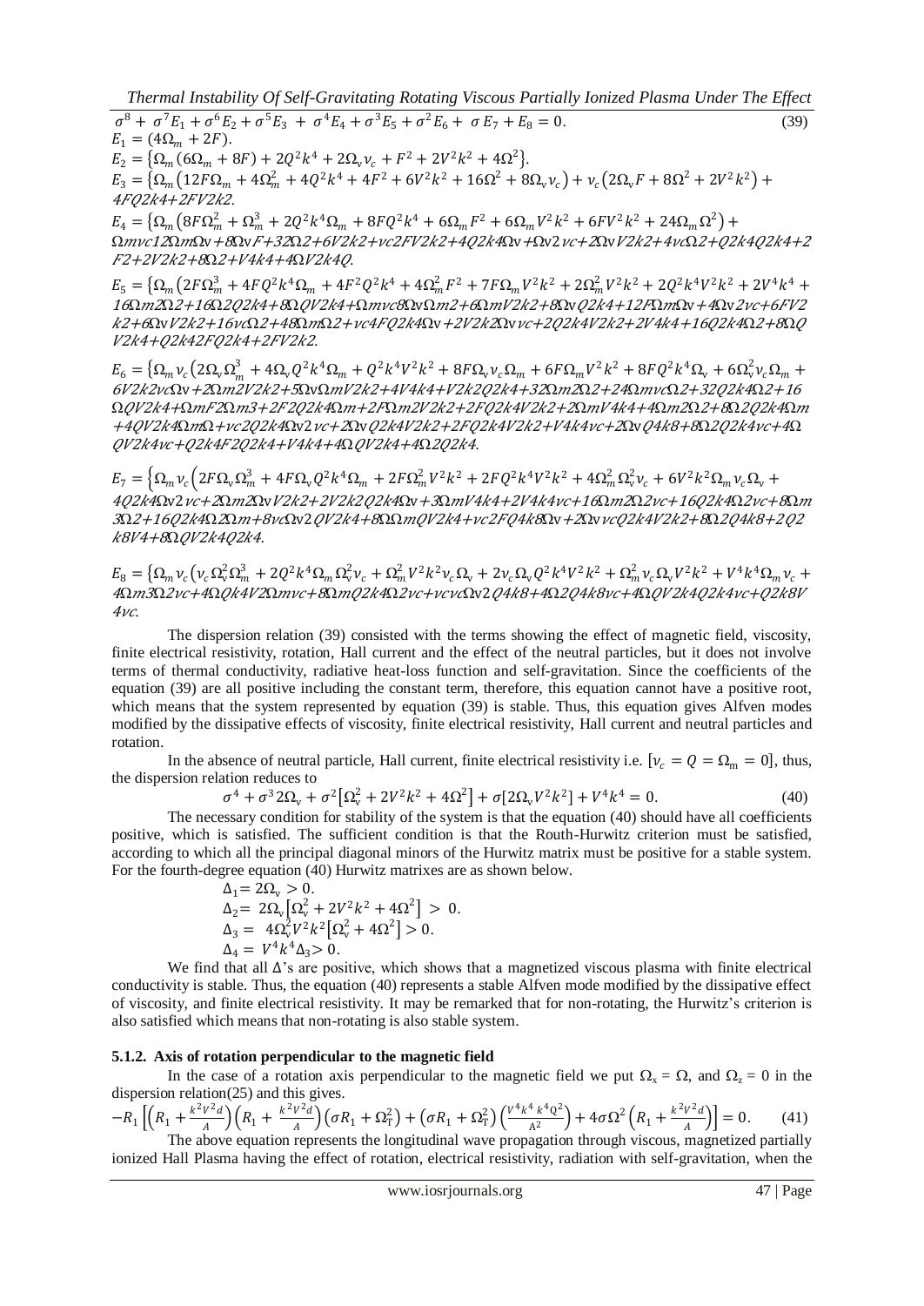$$\sigma^8 + \sigma^7 E_1 + \sigma^6 E_2 + \sigma^5 E_3 + \sigma^4 E_4 + \sigma^3 E_5 + \sigma^2 E_6 + \sigma E_7 + E_8 = 0. \tag{39}$$

$E_1 = (4\Omega_m + 2F)$.

$E_2 = \{\Omega_m(6\Omega_m + 8F) + 2Q^2k^4 + 2\Omega_v\nu_c + F^2 + 2V^2k^2 + 4\Omega^2\}$.

$E_3 = \{\Omega_m(12F\Omega_m + 4\Omega_m^2 + 4Q^2k^4 + 4F^2 + 6V^2k^2 + 16\Omega^2 + 8\Omega_v\nu_c) + \nu_c(2\Omega_v F + 8\Omega^2 + 2V^2k^2) +$ 4FQ2k4+2FV2k2.

$E_4 = \{\Omega_m(8F\Omega_m^2 + \Omega_m^3 + 2Q^2k^4\Omega_m + 8FQ^2k^4 + 6\Omega_m F^2 + 6\Omega_m V^2k^2 + 6FV^2k^2 + 24\Omega_m\Omega^2) +$ Ωmvc12ΩmΩv+8ΩvF+32Ω2+6V2k2+vc2FV2k2+4Q2k4Ωv+Ωv2vc+2ΩvV2k2+4vcΩ2+Q2k4Q2k4+2F2+2V2k2+8Ω2+V4k4+4ΩV2k4Q.

$E_5 = \{\Omega_m(2F\Omega_m^3 + 4FQ^2k^4\Omega_m + 4F^2Q^2k^4 + 4\Omega_m^2F^2 + 7F\Omega_m V^2k^2 + 2\Omega_m^2V^2k^2 + 2Q^2k^4V^2k^2 + 2V^4k^4 +$ 16Ωm2Ω2+16Ω2Q2k4+8ΩQV2k4+Ωmvc8ΩvΩm2+6ΩmV2k2+8ΩvQ2k4+12FΩmΩv+4Ωv2vc+6FV2k2+6ΩvV2k2+16vcΩ2+48ΩmΩ2+vc4FQ2k4Ωv+2V2k2Ωvvc+2Q2k4V2k2+2V4k4+16Q2k4Ω2+8QV2k4+Q2k42FQ2k4+2FV2k2.

$E_6 = \{\Omega_m\nu_c(2\Omega_v\Omega_m^3 + 4\Omega_v Q^2k^4\Omega_m + Q^2k^4V^2k^2 + 8F\Omega_v\nu_c\Omega_m + 6F\Omega_m V^2k^2 + 8FQ^2k^4\Omega_v + 6\Omega_v^2\nu_c\Omega_m +$ 6V2k2vcΩv+2Ωm2V2k2+5ΩvΩmV2k2+4V4k4+V2k2Q2k4+32Ωm2Ω2+24ΩmvcΩ2+32Q2k4Ω2+16ΩQV2k4+ΩmF2Ωm3+2F2Q2k4Ωm+2FΩm2V2k2+2FQ2k4V2k2+2ΩmV4k4+4Ωm2Ω2+8Ω2Q2k4Ωm+4QV2k4ΩmΩ+vc2Q2k4Ωv2vc+2ΩvQ2k4V2k2+2FQ2k4V2k2+V4k4vc+2ΩvQ4k8+8Ω2Q2k4vc+4ΩQV2k4vc+Q2k4F2Q2k4+V4k4+4ΩQV2k4+4Ω2Q2k4.

$E_7 = \{\Omega_m\nu_c(2F\Omega_v\Omega_m^3 + 4F\Omega_v Q^2k^4\Omega_m + 2F\Omega_m^2V^2k^2 + 2FQ^2k^4V^2k^2 + 4\Omega_m^2\Omega_v^2\nu_c + 6V^2k^2\Omega_m\nu_c\Omega_v +$ 4Q2k4Ωv2vc+2Ωm2ΩvV2k2+2V2k2Q2k4Ωv+3ΩmV4k4+2V4k4vc+16Ωm2Ω2vc+16Q2k4Ω2vc+8Ωm3Ω2+16Q2k4Ω2Ωm+8vcΩv2QV2k4+8ΩΩmQV2k4+vc2FQ4k8Ωv+2ΩvvcQ2k4V2k2+8Ω2Q4k8+2Q2k8V4+8ΩQV2k4Q2k4.

$E_8 = \{\Omega_m\nu_c(\nu_c\Omega_v^2\Omega_m^3 + 2Q^2k^4\Omega_m\Omega_v^2\nu_c + \Omega_m^2V^2k^2\nu_c\Omega_v + 2\nu_c\Omega_v Q^2k^4V^2k^2 + \Omega_m^2\nu_c\Omega_v V^2k^2 + V^4k^4\Omega_m\nu_c +$ 4Ωm3Ω2vc+4ΩQk4V2Ωmvc+8ΩmQ2k4Ω2vc+vcvcΩv2Q4k8+4Ω2Q4k8vc+4ΩQV2k4Q2k4vc+Q2k8V4vc.

The dispersion relation (39) consisted with the terms showing the effect of magnetic field, viscosity, finite electrical resistivity, rotation, Hall current and the effect of the neutral particles, but it does not involve terms of thermal conductivity, radiative heat-loss function and self-gravitation. Since the coefficients of the equation (39) are all positive including the constant term, therefore, this equation cannot have a positive root, which means that the system represented by equation (39) is stable. Thus, this equation gives Alfven modes modified by the dissipative effects of viscosity, finite electrical resistivity, Hall current and neutral particles and rotation.

In the absence of neutral particle, Hall current, finite electrical resistivity i.e. $[\nu_c = Q = \Omega_m = 0]$, thus, the dispersion relation reduces to

$$\sigma^4 + \sigma^3 2\Omega_v + \sigma^2[\Omega_v^2 + 2V^2k^2 + 4\Omega^2] + \sigma[2\Omega_v V^2k^2] + V^4k^4 = 0. \tag{40}$$

The necessary condition for stability of the system is that the equation (40) should have all coefficients positive, which is satisfied. The sufficient condition is that the Routh-Hurwitz criterion must be satisfied, according to which all the principal diagonal minors of the Hurwitz matrix must be positive for a stable system. For the fourth-degree equation (40) Hurwitz matrixes are as shown below.

$$\Delta_1 = 2\Omega_v > 0.$$
$$\Delta_2 = 2\Omega_v[\Omega_v^2 + 2V^2k^2 + 4\Omega^2] > 0.$$
$$\Delta_3 = 4\Omega_v^2V^2k^2[\Omega_v^2 + 4\Omega^2] > 0.$$
$$\Delta_4 = V^4k^4\Delta_3 > 0.$$

We find that all Δ's are positive, which shows that a magnetized viscous plasma with finite electrical conductivity is stable. Thus, the equation (40) represents a stable Alfven mode modified by the dissipative effect of viscosity, and finite electrical resistivity. It may be remarked that for non-rotating, the Hurwitz's criterion is also satisfied which means that non-rotating is also stable system.

### 5.1.2. Axis of rotation perpendicular to the magnetic field

In the case of a rotation axis perpendicular to the magnetic field we put $\Omega_x = \Omega$, and $\Omega_z = 0$ in the dispersion relation(25) and this gives.

$$-R_1\left[\left(R_1 + \frac{k^2V^2d}{A}\right)\left(R_1 + \frac{k^2V^2d}{A}\right)(\sigma R_1 + \Omega_T^2) + (\sigma R_1 + \Omega_T^2)\left(\frac{V^4k^4k^4Q^2}{A^2}\right) + 4\sigma\Omega^2\left(R_1 + \frac{k^2V^2d}{A}\right)\right] = 0. \tag{41}$$

The above equation represents the longitudinal wave propagation through viscous, magnetized partially ionized Hall Plasma having the effect of rotation, electrical resistivity, radiation with self-gravitation, when the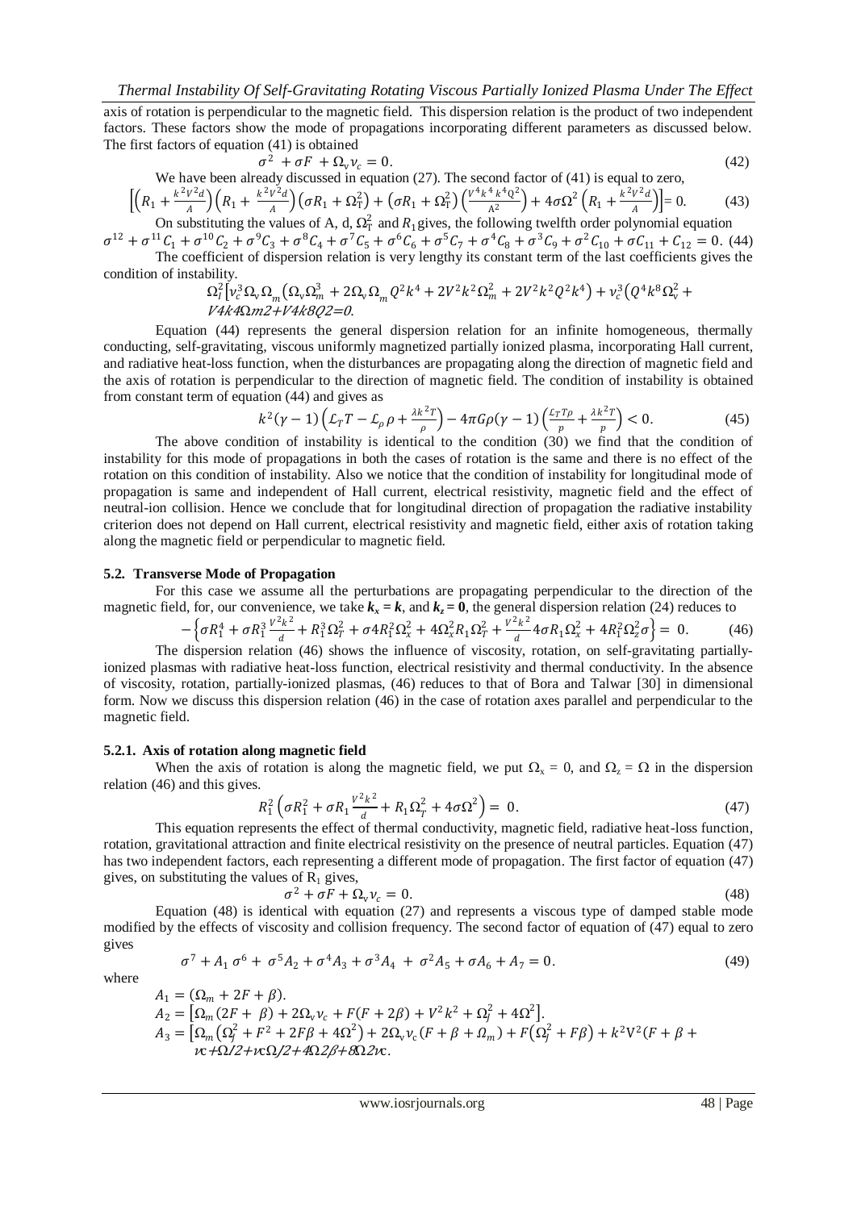axis of rotation is perpendicular to the magnetic field. This dispersion relation is the product of two independent factors. These factors show the mode of propagations incorporating different parameters as discussed below. The first factors of equation (41) is obtained

$$\sigma^2 + \sigma F + \Omega_v \nu_c = 0. \tag{42}$$

We have been already discussed in equation (27). The second factor of (41) is equal to zero,

$$\left[\left(R_1 + \frac{k^2 V^2 d}{A}\right)\left(R_1 + \frac{k^2 V^2 d}{A}\right)\left(\sigma R_1 + \Omega_T^2\right) + \left(\sigma R_1 + \Omega_T^2\right)\left(\frac{V^4 k^4 k^4 Q^2}{A^2}\right) + 4\sigma\Omega^2\left(R_1 + \frac{k^2 V^2 d}{A}\right)\right] = 0. \tag{43}$$

On substituting the values of A, d, $\Omega_T^2$ and $R_1$ gives, the following twelfth order polynomial equation

$$\sigma^{12} + \sigma^{11} C_1 + \sigma^{10} C_2 + \sigma^9 C_3 + \sigma^8 C_4 + \sigma^7 C_5 + \sigma^6 C_6 + \sigma^5 C_7 + \sigma^4 C_8 + \sigma^3 C_9 + \sigma^2 C_{10} + \sigma C_{11} + C_{12} = 0. \tag{44}$$

The coefficient of dispersion relation is very lengthy its constant term of the last coefficients gives the condition of instability.

$$\Omega_l^2\left[\nu_c^3 \Omega_v \Omega_m\left(\Omega_v \Omega_m^3 + 2\Omega_v \Omega_m Q^2 k^4 + 2V^2 k^2 \Omega_m^2 + 2V^2 k^2 Q^2 k^4\right) + \nu_c^3\left(Q^4 k^8 \Omega_v^2 + V^4 k^4 \Omega m^2 + V^4 k^8 Q^2 = 0.\right.\right.$$

Equation (44) represents the general dispersion relation for an infinite homogeneous, thermally conducting, self-gravitating, viscous uniformly magnetized partially ionized plasma, incorporating Hall current, and radiative heat-loss function, when the disturbances are propagating along the direction of magnetic field and the axis of rotation is perpendicular to the direction of magnetic field. The condition of instability is obtained from constant term of equation (44) and gives as

$$k^2(\gamma - 1)\left(\mathcal{L}_T T - \mathcal{L}_\rho \rho + \frac{\lambda k^2 T}{\rho}\right) - 4\pi G\rho(\gamma - 1)\left(\frac{\mathcal{L}_T T\rho}{p} + \frac{\lambda k^2 T}{p}\right) < 0. \tag{45}$$

The above condition of instability is identical to the condition (30) we find that the condition of instability for this mode of propagations in both the cases of rotation is the same and there is no effect of the rotation on this condition of instability. Also we notice that the condition of instability for longitudinal mode of propagation is same and independent of Hall current, electrical resistivity, magnetic field and the effect of neutral-ion collision. Hence we conclude that for longitudinal direction of propagation the radiative instability criterion does not depend on Hall current, electrical resistivity and magnetic field, either axis of rotation taking along the magnetic field or perpendicular to magnetic field.

### 5.2. Transverse Mode of Propagation

For this case we assume all the perturbations are propagating perpendicular to the direction of the magnetic field, for, our convenience, we take $\boldsymbol{k_x} = \boldsymbol{k}$, and $\boldsymbol{k_z} = \boldsymbol{0}$, the general dispersion relation (24) reduces to

$$-\left\{\sigma R_1^4 + \sigma R_1^3 \frac{V^2 k^2}{d} + R_1^3 \Omega_T^2 + \sigma 4 R_1^2 \Omega_x^2 + 4\Omega_x^2 R_1 \Omega_T^2 + \frac{V^2 k^2}{d} 4\sigma R_1 \Omega_x^2 + 4 R_1^2 \Omega_z^2 \sigma\right\} = 0. \tag{46}$$

The dispersion relation (46) shows the influence of viscosity, rotation, on self-gravitating partially-ionized plasmas with radiative heat-loss function, electrical resistivity and thermal conductivity. In the absence of viscosity, rotation, partially-ionized plasmas, (46) reduces to that of Bora and Talwar [30] in dimensional form. Now we discuss this dispersion relation (46) in the case of rotation axes parallel and perpendicular to the magnetic field.

#### 5.2.1. Axis of rotation along magnetic field

When the axis of rotation is along the magnetic field, we put $\Omega_x = 0$, and $\Omega_z = \Omega$ in the dispersion relation (46) and this gives.

$$R_1^2\left(\sigma R_1^2 + \sigma R_1 \frac{V^2 k^2}{d} + R_1 \Omega_T^2 + 4\sigma\Omega^2\right) = 0. \tag{47}$$

This equation represents the effect of thermal conductivity, magnetic field, radiative heat-loss function, rotation, gravitational attraction and finite electrical resistivity on the presence of neutral particles. Equation (47) has two independent factors, each representing a different mode of propagation. The first factor of equation (47) gives, on substituting the values of $R_1$ gives,

$$\sigma^2 + \sigma F + \Omega_v \nu_c = 0. \tag{48}$$

Equation (48) is identical with equation (27) and represents a viscous type of damped stable mode modified by the effects of viscosity and collision frequency. The second factor of equation of (47) equal to zero gives

$$\sigma^7 + A_1 \sigma^6 + \sigma^5 A_2 + \sigma^4 A_3 + \sigma^3 A_4 + \sigma^2 A_5 + \sigma A_6 + A_7 = 0. \tag{49}$$

where

$$A_1 = (\Omega_m + 2F + \beta).$$

$$A_2 = \left[\Omega_m(2F + \beta) + 2\Omega_v \nu_c + F(F + 2\beta) + V^2 k^2 + \Omega_j^2 + 4\Omega^2\right].$$

$$A_3 = \left[\Omega_m\left(\Omega_j^2 + F^2 + 2F\beta + 4\Omega^2\right) + 2\Omega_v \nu_c(F + \beta + \Omega_m) + F\left(\Omega_j^2 + F\beta\right) + k^2 V^2 (F + \beta + \nu c + \Omega j 2 + \nu c \Omega j 2 + 4\Omega 2\beta + 8\Omega 2\nu c.\right.$$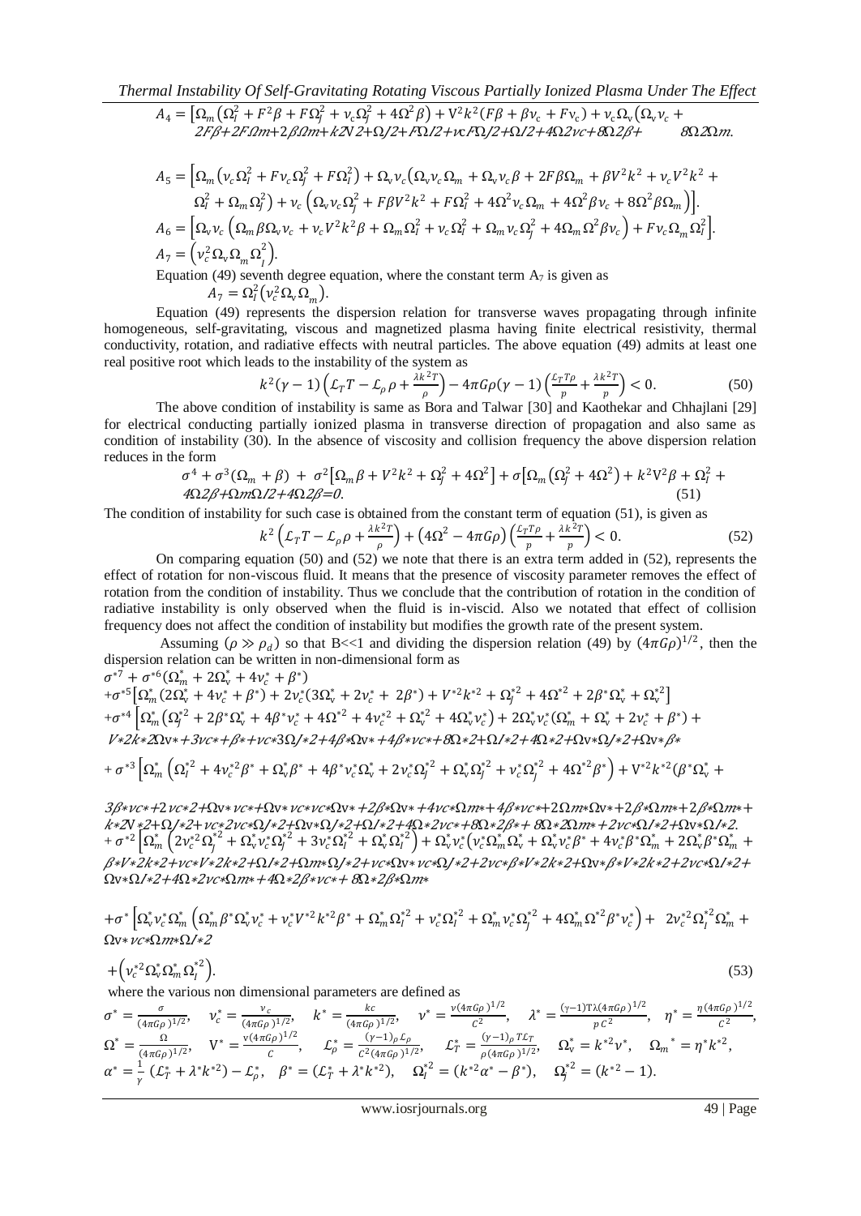$$A_4 = \left[\Omega_m\left(\Omega_I^2 + F^2\beta + F\Omega_J^2 + \nu_c\Omega_J^2 + 4\Omega^2\beta\right) + V^2k^2\left(F\beta + \beta\nu_c + F\nu_c\right) + \nu_c\Omega_v\left(\Omega_v\nu_c + 2F\beta + 2F\Omega m + 2\beta\Omega m + k2V2 + \Omega I2 + F\Omega I2 + \nu c F\Omega J2 + \Omega I2 + 4\Omega 2\nu c + 8\Omega 2\beta + \quad 8\Omega 2\Omega m.\right.\right.$$

$$A_5 = \left[\Omega_m\left(\nu_c\Omega_I^2 + F\nu_c\Omega_J^2 + F\Omega_I^2\right) + \Omega_v\nu_c\left(\Omega_v\nu_c\Omega_m + \Omega_v\nu_c\beta + 2F\beta\Omega_m + \beta V^2k^2 + \nu_c V^2k^2 + \Omega_I^2 + \Omega_m\Omega_J^2\right) + \nu_c\left(\Omega_v\nu_c\Omega_J^2 + F\beta V^2k^2 + F\Omega_I^2 + 4\Omega^2\nu_c\Omega_m + 4\Omega^2\beta\nu_c + 8\Omega^2\beta\Omega_m\right)\right].$$

$$A_6 = \left[\Omega_v\nu_c\left(\Omega_m\beta\Omega_v\nu_c + \nu_c V^2k^2\beta + \Omega_m\Omega_I^2 + \nu_c\Omega_I^2 + \Omega_m\nu_c\Omega_J^2 + 4\Omega_m\Omega^2\beta\nu_c\right) + F\nu_c\Omega_m\Omega_I^2\right].$$

$$A_7 = \left(\nu_c^2\Omega_v\Omega_m\Omega_I^2\right).$$

Equation (49) seventh degree equation, where the constant term $A_7$ is given as

$$A_7 = \Omega_I^2\left(\nu_c^2\Omega_v\Omega_m\right).$$

Equation (49) represents the dispersion relation for transverse waves propagating through infinite homogeneous, self-gravitating, viscous and magnetized plasma having finite electrical resistivity, thermal conductivity, rotation, and radiative effects with neutral particles. The above equation (49) admits at least one real positive root which leads to the instability of the system as

$$k^2(\gamma - 1)\left(\mathcal{L}_T T - \mathcal{L}_\rho\rho + \frac{\lambda k^2 T}{\rho}\right) - 4\pi G\rho(\gamma - 1)\left(\frac{\mathcal{L}_T T\rho}{p} + \frac{\lambda k^2 T}{p}\right) < 0. \tag{50}$$

The above condition of instability is same as Bora and Talwar [30] and Kaothekar and Chhajlani [29] for electrical conducting partially ionized plasma in transverse direction of propagation and also same as condition of instability (30). In the absence of viscosity and collision frequency the above dispersion relation reduces in the form

$$\sigma^4 + \sigma^3(\Omega_m + \beta) + \sigma^2\left[\Omega_m\beta + V^2k^2 + \Omega_J^2 + 4\Omega^2\right] + \sigma\left[\Omega_m\left(\Omega_J^2 + 4\Omega^2\right) + k^2V^2\beta + \Omega_I^2 + 4\Omega 2\beta + \Omega m\Omega I2 + 4\Omega 2\beta = 0.\right. \tag{51}$$

The condition of instability for such case is obtained from the constant term of equation (51), is given as

$$k^2\left(\mathcal{L}_T T - \mathcal{L}_\rho\rho + \frac{\lambda k^2 T}{\rho}\right) + \left(4\Omega^2 - 4\pi G\rho\right)\left(\frac{\mathcal{L}_T T\rho}{p} + \frac{\lambda k^2 T}{p}\right) < 0. \tag{52}$$

On comparing equation (50) and (52) we note that there is an extra term added in (52), represents the effect of rotation for non-viscous fluid. It means that the presence of viscosity parameter removes the effect of rotation from the condition of instability. Thus we conclude that the contribution of rotation in the condition of radiative instability is only observed when the fluid is in-viscid. Also we notated that effect of collision frequency does not affect the condition of instability but modifies the growth rate of the present system.

Assuming $(\rho \gg \rho_d)$ so that B<<1 and dividing the dispersion relation (49) by $(4\pi G\rho)^{1/2}$, then the dispersion relation can be written in non-dimensional form as

$$\begin{aligned}
&\sigma^{*7} + \sigma^{*6}\left(\Omega_m^* + 2\Omega_v^* + 4\nu_c^* + \beta^*\right) \\
&+\sigma^{*5}\left[\Omega_m^*\left(2\Omega_v^* + 4\nu_c^* + \beta^*\right) + 2\nu_c^*\left(3\Omega_v^* + 2\nu_c^* + 2\beta^*\right) + V^{*2}k^{*2} + \Omega_J^{*2} + 4\Omega^{*2} + 2\beta^*\Omega_v^* + \Omega_v^{*2}\right] \\
&+\sigma^{*4}\left[\Omega_m^*\left(\Omega_J^{*2} + 2\beta^*\Omega_v^* + 4\beta^*\nu_c^* + 4\Omega^{*2} + 4\nu_c^{*2} + \Omega_v^{*2} + 4\Omega_v^*\nu_c^*\right) + 2\Omega_v^*\nu_c^*\left(\Omega_m^* + \Omega_v^* + 2\nu_c^* + \beta^*\right) + \right. \\
&V*2k*2\Omega v* + 3\nu c* + \beta* + \nu c*3\Omega J*2 + 4\beta\Omega v* + 4\beta*\nu c* + 8\Omega*2 + \Omega I*2 + 4\Omega*2 + \Omega v*\Omega J*2 + \Omega v*\beta* \\
&+\sigma^{*3}\left[\Omega_m^*\left(\Omega_I^{*2} + 4\nu_c^{*2}\beta^* + \Omega_v^*\beta^* + 4\beta^*\nu_c^*\Omega_v^* + 2\nu_c^*\Omega_J^{*2} + \Omega_v^*\Omega_J^{*2} + \nu_c^*\Omega_J^{*2} + 4\Omega^{*2}\beta^*\right) + V^{*2}k^{*2}\left(\beta^*\Omega_v^* + \right.\right. \\
&3\beta*\nu c* + 2\nu c*2 + \Omega v*\nu c* + \Omega v*\nu c*\nu c\Omega v* + 2\beta\Omega v* + 4\nu c*\Omega m* + 4\beta*\nu c* + 2\Omega m*\Omega v* + 2\beta*\Omega m* + 2\beta*\Omega m* + \\
&k*2V*2 + \Omega I*2 + \nu c*2\nu c*\Omega J*2 + \Omega v*\Omega J*2 + \Omega I*2 + 4\Omega*2\nu c* + 8\Omega*2\beta* + 8\Omega*2\Omega m* + 2\nu c*\Omega I*2 + \Omega v*\Omega I*2. \\
&+\sigma^{*2}\left[\Omega_m^*\left(2\nu_c^{*2}\Omega_J^{*2} + \Omega_v^*\nu_c^*\Omega_J^{*2} + 3\nu_c^*\Omega_I^{*2} + \Omega_v^*\Omega_I^{*2}\right) + \Omega_v^*\nu_c^*\left(\nu_c^*\Omega_m^*\Omega_v^* + \Omega_v^*\nu_c^*\beta^* + 4\nu_c^*\beta^*\Omega_m^* + 2\Omega_v^*\beta^*\Omega_m^* + \right.\right. \\
&\beta*V*2k*2 + \nu c*V*2k*2 + \Omega I*2 + \Omega m*\Omega J*2 + \nu c\Omega v*\nu c\Omega J*2 + 2\nu c*\beta*V*2k*2 + \Omega v*\beta*V*2k*2 + 2\nu c*\Omega I*2 + \\
&\Omega v*\Omega I*2 + 4\Omega*2\nu c*\Omega m* + 4\Omega*2\beta*\nu c* + 8\Omega*2\beta*\Omega m* \\
&+\sigma^*\left[\Omega_v^*\nu_c^*\Omega_m^*\left(\Omega_m^*\beta^*\Omega_v^*\nu_c^* + \nu_c^*V^{*2}k^{*2}\beta^* + \Omega_m^*\Omega_I^{*2} + \nu_c^*\Omega_I^{*2} + \Omega_m^*\nu_c^*\Omega_J^{*2} + 4\Omega_m^*\Omega^{*2}\beta^*\nu_c^*\right) + 2\nu_c^{*2}\Omega_I^{*2}\Omega_m^* + \right. \\
&\Omega v*\nu c*\Omega m*\Omega I*2 \\
&+\left(\nu_c^{*2}\Omega_v^*\Omega_m^*\Omega_I^{*2}\right).
\end{aligned} \tag{53}$$

where the various non dimensional parameters are defined as

$$\sigma^* = \frac{\sigma}{(4\pi G\rho)^{1/2}}, \quad \nu_c^* = \frac{\nu_c}{(4\pi G\rho)^{1/2}}, \quad k^* = \frac{kc}{(4\pi G\rho)^{1/2}}, \quad \nu^* = \frac{\nu(4\pi G\rho)^{1/2}}{C^2}, \quad \lambda^* = \frac{(\gamma-1)T\lambda(4\pi G\rho)^{1/2}}{pC^2}, \quad \eta^* = \frac{\eta(4\pi G\rho)^{1/2}}{C^2},$$

$$\Omega^* = \frac{\Omega}{(4\pi G\rho)^{1/2}}, \quad V^* = \frac{v(4\pi G\rho)^{1/2}}{C}, \quad \mathcal{L}_\rho^* = \frac{(\gamma-1)_\rho\mathcal{L}_\rho}{C^2(4\pi G\rho)^{1/2}}, \quad \mathcal{L}_T^* = \frac{(\gamma-1)_\rho T\mathcal{L}_T}{\rho(4\pi G\rho)^{1/2}}, \quad \Omega_v^* = k^{*2}\nu^*, \quad \Omega_m{}^* = \eta^*k^{*2},$$

$$\alpha^* = \frac{1}{\gamma}\left(\mathcal{L}_T^* + \lambda^*k^{*2}\right) - \mathcal{L}_\rho^*, \quad \beta^* = \left(\mathcal{L}_T^* + \lambda^*k^{*2}\right), \quad \Omega_I^{*2} = \left(k^{*2}\alpha^* - \beta^*\right), \quad \Omega_J^{*2} = \left(k^{*2} - 1\right).$$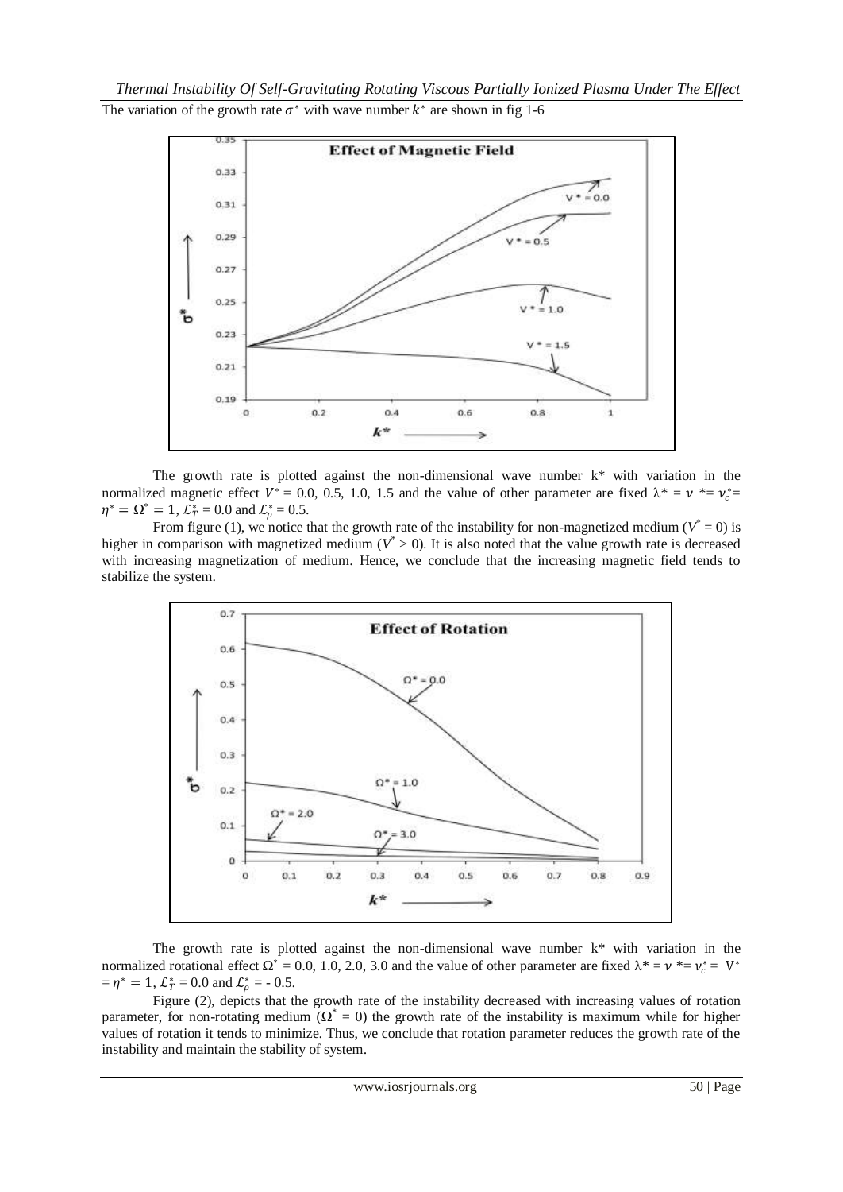The variation of the growth rate $\sigma^*$ with wave number $k^*$ are shown in fig 1-6

The growth rate is plotted against the non-dimensional wave number k* with variation in the normalized magnetic effect $V^*$ = 0.0, 0.5, 1.0, 1.5 and the value of other parameter are fixed $\lambda^* = \nu^* = \nu_c^* = \eta^* = \Omega^* = 1$, $\mathcal{L}_T^*$ = 0.0 and $\mathcal{L}_\rho^*$ = 0.5.

From figure (1), we notice that the growth rate of the instability for non-magnetized medium ($V^*$ = 0) is higher in comparison with magnetized medium ($V^* > 0$). It is also noted that the value growth rate is decreased with increasing magnetization of medium. Hence, we conclude that the increasing magnetic field tends to stabilize the system.

The growth rate is plotted against the non-dimensional wave number k* with variation in the normalized rotational effect $\Omega^*$ = 0.0, 1.0, 2.0, 3.0 and the value of other parameter are fixed $\lambda^* = \nu^* = \nu_c^* = V^* = \eta^* = 1$, $\mathcal{L}_T^*$ = 0.0 and $\mathcal{L}_\rho^*$ = - 0.5.

Figure (2), depicts that the growth rate of the instability decreased with increasing values of rotation parameter, for non-rotating medium ($\Omega^*$ = 0) the growth rate of the instability is maximum while for higher values of rotation it tends to minimize. Thus, we conclude that rotation parameter reduces the growth rate of the instability and maintain the stability of system.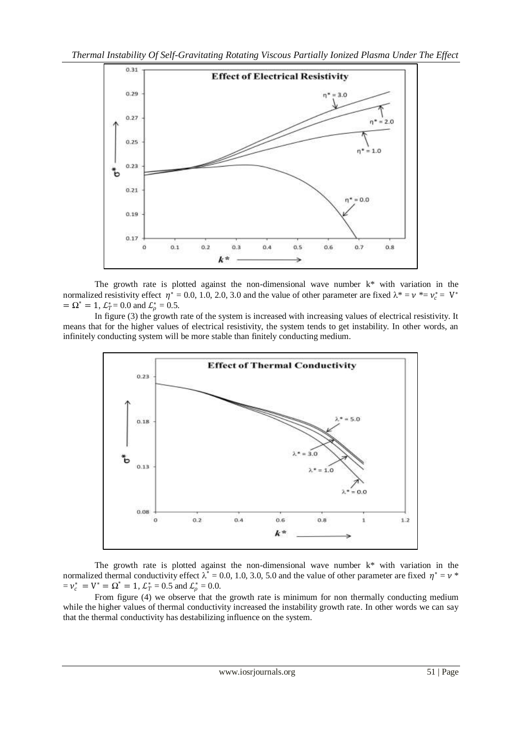The growth rate is plotted against the non-dimensional wave number k* with variation in the normalized resistivity effect $\eta^* = 0.0, 1.0, 2.0, 3.0$ and the value of other parameter are fixed $\lambda^* = \nu^* = \nu_c^* = V^* = \Omega^* = 1$, $\mathcal{L}_T^* = 0.0$ and $\mathcal{L}_\rho^* = 0.5$.

In figure (3) the growth rate of the system is increased with increasing values of electrical resistivity. It means that for the higher values of electrical resistivity, the system tends to get instability. In other words, an infinitely conducting system will be more stable than finitely conducting medium.

The growth rate is plotted against the non-dimensional wave number k* with variation in the normalized thermal conductivity effect $\lambda^* = 0.0, 1.0, 3.0, 5.0$ and the value of other parameter are fixed $\eta^* = \nu^* = \nu_c^* = V^* = \Omega^* = 1$, $\mathcal{L}_T^* = 0.5$ and $\mathcal{L}_\rho^* = 0.0$.

From figure (4) we observe that the growth rate is minimum for non thermally conducting medium while the higher values of thermal conductivity increased the instability growth rate. In other words we can say that the thermal conductivity has destabilizing influence on the system.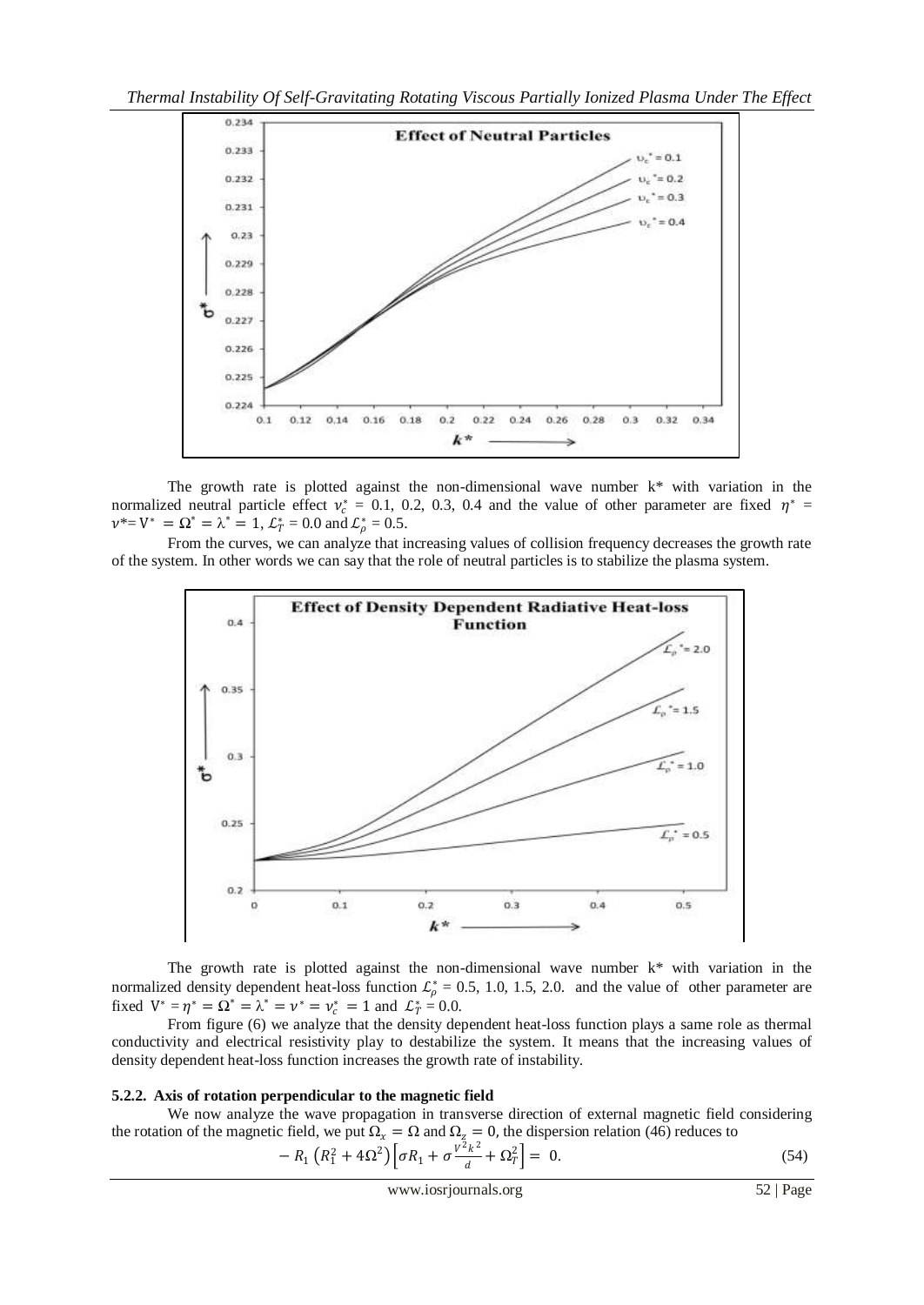The growth rate is plotted against the non-dimensional wave number k* with variation in the normalized neutral particle effect $\nu_c^* = 0.1, 0.2, 0.3, 0.4$ and the value of other parameter are fixed $\eta^* = \nu^* = V^* = \Omega^* = \lambda^* = 1$, $\mathcal{L}_T^* = 0.0$ and $\mathcal{L}_\rho^* = 0.5$.

From the curves, we can analyze that increasing values of collision frequency decreases the growth rate of the system. In other words we can say that the role of neutral particles is to stabilize the plasma system.

The growth rate is plotted against the non-dimensional wave number k* with variation in the normalized density dependent heat-loss function $\mathcal{L}_\rho^* = 0.5, 1.0, 1.5, 2.0$. and the value of other parameter are fixed $V^* = \eta^* = \Omega^* = \lambda^* = \nu^* = \nu_c^* = 1$ and $\mathcal{L}_T^* = 0.0$.

From figure (6) we analyze that the density dependent heat-loss function plays a same role as thermal conductivity and electrical resistivity play to destabilize the system. It means that the increasing values of density dependent heat-loss function increases the growth rate of instability.

### 5.2.2. Axis of rotation perpendicular to the magnetic field

We now analyze the wave propagation in transverse direction of external magnetic field considering the rotation of the magnetic field, we put $\Omega_x = \Omega$ and $\Omega_z = 0$, the dispersion relation (46) reduces to

$$- R_1 \left(R_1^2 + 4\Omega^2\right)\left[\sigma R_1 + \sigma \frac{V^2 k^2}{d} + \Omega_T^2\right] = 0. \tag{54}$$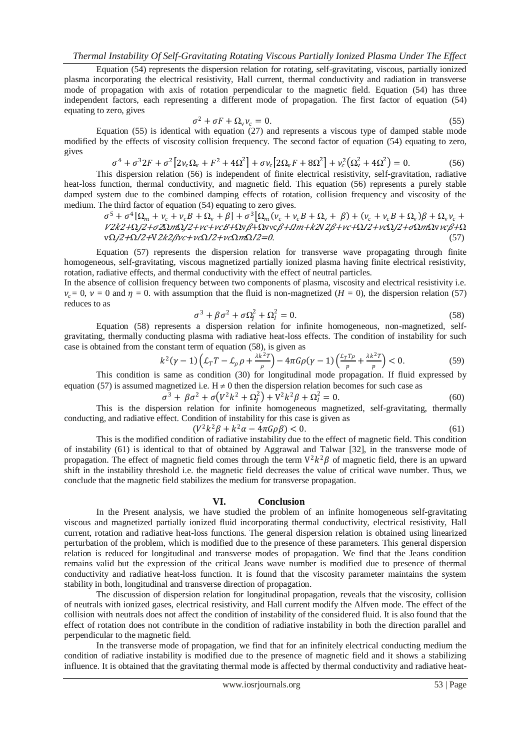Equation (54) represents the dispersion relation for rotating, self-gravitating, viscous, partially ionized plasma incorporating the electrical resistivity, Hall current, thermal conductivity and radiation in transverse mode of propagation with axis of rotation perpendicular to the magnetic field. Equation (54) has three independent factors, each representing a different mode of propagation. The first factor of equation (54) equating to zero, gives

$$\sigma^2 + \sigma F + \Omega_v \nu_c = 0. \tag{55}$$

Equation (55) is identical with equation (27) and represents a viscous type of damped stable mode modified by the effects of viscosity collision frequency. The second factor of equation (54) equating to zero, gives

$$\sigma^4 + \sigma^3 2F + \sigma^2\left[2\nu_c\Omega_v + F^2 + 4\Omega^2\right] + \sigma\nu_c\left[2\Omega_v F + 8\Omega^2\right] + \nu_c^2\left(\Omega_v^2 + 4\Omega^2\right) = 0. \tag{56}$$

This dispersion relation (56) is independent of finite electrical resistivity, self-gravitation, radiative heat-loss function, thermal conductivity, and magnetic field. This equation (56) represents a purely stable damped system due to the combined damping effects of rotation, collision frequency and viscosity of the medium. The third factor of equation (54) equating to zero gives.

$$\sigma^5 + \sigma^4\left[\Omega_m + \nu_c + \nu_c B + \Omega_v + \beta\right] + \sigma^3\left[\Omega_m\left(\nu_c + \nu_c B + \Omega_v + \beta\right) + \left(\nu_c + \nu_c B + \Omega_v\right)\beta + \Omega_v\nu_c + V2k2+\Omega j2+\sigma 2\Omega m\Omega I2+\nu c+\nu cB+\Omega \nu\beta+\Omega \nu\nu c\beta+\Omega m+kN2\beta+\nu c+\Omega I2+\nu c\Omega j2+\sigma\Omega m\Omega\nu\nu c\beta+\Omega \nu\Omega j2+\Omega I2+V2k2\beta\nu c+\nu c\Omega I2+\nu c\Omega m\Omega I2=0. \tag{57}$$

Equation (57) represents the dispersion relation for transverse wave propagating through finite homogeneous, self-gravitating, viscous magnetized partially ionized plasma having finite electrical resistivity, rotation, radiative effects, and thermal conductivity with the effect of neutral particles.

In the absence of collision frequency between two components of plasma, viscosity and electrical resistivity i.e. $\nu_c = 0$, $\nu = 0$ and $\eta = 0$. with assumption that the fluid is non-magnetized ($H = 0$), the dispersion relation (57) reduces to as

$$\sigma^3 + \beta\sigma^2 + \sigma\Omega_j^2 + \Omega_I^2 = 0. \tag{58}$$

Equation (58) represents a dispersion relation for infinite homogeneous, non-magnetized, self-gravitating, thermally conducting plasma with radiative heat-loss effects. The condition of instability for such case is obtained from the constant term of equation (58), is given as

$$k^2(\gamma - 1)\left(\mathcal{L}_T T - \mathcal{L}_\rho \rho + \frac{\lambda k^2 T}{\rho}\right) - 4\pi G\rho(\gamma - 1)\left(\frac{\mathcal{L}_T T\rho}{p} + \frac{\lambda k^2 T}{p}\right) < 0. \tag{59}$$

This condition is same as condition (30) for longitudinal mode propagation. If fluid expressed by equation (57) is assumed magnetized i.e. $H \neq 0$ then the dispersion relation becomes for such case as

$$\sigma^3 + \beta\sigma^2 + \sigma\left(V^2k^2 + \Omega_j^2\right) + V^2k^2\beta + \Omega_I^2 = 0. \tag{60}$$

This is the dispersion relation for infinite homogeneous magnetized, self-gravitating, thermally conducting, and radiative effect. Condition of instability for this case is given as

$$\left(V^2k^2\beta + k^2\alpha - 4\pi G\rho\beta\right) < 0. \tag{61}$$

This is the modified condition of radiative instability due to the effect of magnetic field. This condition of instability (61) is identical to that of obtained by Aggrawal and Talwar [32], in the transverse mode of propagation. The effect of magnetic field comes through the term $V^2k^2\beta$ of magnetic field, there is an upward shift in the instability threshold i.e. the magnetic field decreases the value of critical wave number. Thus, we conclude that the magnetic field stabilizes the medium for transverse propagation.

## VI. Conclusion

In the Present analysis, we have studied the problem of an infinite homogeneous self-gravitating viscous and magnetized partially ionized fluid incorporating thermal conductivity, electrical resistivity, Hall current, rotation and radiative heat-loss functions. The general dispersion relation is obtained using linearized perturbation of the problem, which is modified due to the presence of these parameters. This general dispersion relation is reduced for longitudinal and transverse modes of propagation. We find that the Jeans condition remains valid but the expression of the critical Jeans wave number is modified due to presence of thermal conductivity and radiative heat-loss function. It is found that the viscosity parameter maintains the system stability in both, longitudinal and transverse direction of propagation.

The discussion of dispersion relation for longitudinal propagation, reveals that the viscosity, collision of neutrals with ionized gases, electrical resistivity, and Hall current modify the Alfven mode. The effect of the collision with neutrals does not affect the condition of instability of the considered fluid. It is also found that the effect of rotation does not contribute in the condition of radiative instability in both the direction parallel and perpendicular to the magnetic field.

In the transverse mode of propagation, we find that for an infinitely electrical conducting medium the condition of radiative instability is modified due to the presence of magnetic field and it shows a stabilizing influence. It is obtained that the gravitating thermal mode is affected by thermal conductivity and radiative heat-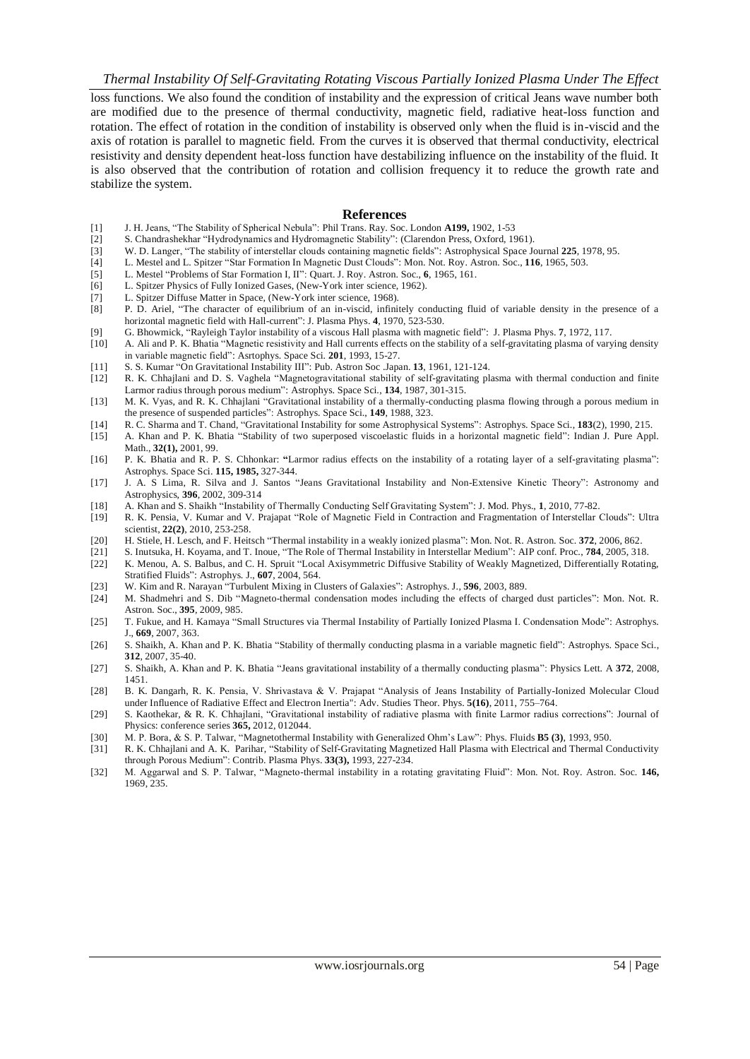loss functions. We also found the condition of instability and the expression of critical Jeans wave number both are modified due to the presence of thermal conductivity, magnetic field, radiative heat-loss function and rotation. The effect of rotation in the condition of instability is observed only when the fluid is in-viscid and the axis of rotation is parallel to magnetic field. From the curves it is observed that thermal conductivity, electrical resistivity and density dependent heat-loss function have destabilizing influence on the instability of the fluid. It is also observed that the contribution of rotation and collision frequency it to reduce the growth rate and stabilize the system.

## References

[1] J. H. Jeans, "The Stability of Spherical Nebula": Phil Trans. Ray. Soc. London **A199,** 1902, 1-53

[2] S. Chandrashekhar "Hydrodynamics and Hydromagnetic Stability": (Clarendon Press, Oxford, 1961).

[3] W. D. Langer, "The stability of interstellar clouds containing magnetic fields": Astrophysical Space Journal **225**, 1978, 95.

[4] L. Mestel and L. Spitzer "Star Formation In Magnetic Dust Clouds": Mon. Not. Roy. Astron. Soc., **116**, 1965, 503.

[5] L. Mestel "Problems of Star Formation I, II": Quart. J. Roy. Astron. Soc., **6**, 1965, 161.

[6] L. Spitzer Physics of Fully Ionized Gases, (New-York inter science, 1962).

[7] L. Spitzer Diffuse Matter in Space, (New-York inter science, 1968).

[8] P. D. Ariel, "The character of equilibrium of an in-viscid, infinitely conducting fluid of variable density in the presence of a horizontal magnetic field with Hall-current": J. Plasma Phys. **4**, 1970, 523-530.

[9] G. Bhowmick, "Rayleigh Taylor instability of a viscous Hall plasma with magnetic field": J. Plasma Phys. **7**, 1972, 117.

[10] A. Ali and P. K. Bhatia "Magnetic resistivity and Hall currents effects on the stability of a self-gravitating plasma of varying density in variable magnetic field": Asrtophys. Space Sci. **201**, 1993, 15-27.

[11] S. S. Kumar "On Gravitational Instability III": Pub. Astron Soc .Japan. **13**, 1961, 121-124.

[12] R. K. Chhajlani and D. S. Vaghela "Magnetogravitational stability of self-gravitating plasma with thermal conduction and finite Larmor radius through porous medium": Astrophys. Space Sci., **134**, 1987, 301-315.

[13] M. K. Vyas, and R. K. Chhajlani "Gravitational instability of a thermally-conducting plasma flowing through a porous medium in the presence of suspended particles": Astrophys. Space Sci., **149**, 1988, 323.

[14] R. C. Sharma and T. Chand, "Gravitational Instability for some Astrophysical Systems": Astrophys. Space Sci., **183**(2), 1990, 215.

[15] A. Khan and P. K. Bhatia "Stability of two superposed viscoelastic fluids in a horizontal magnetic field": Indian J. Pure Appl. Math., **32(1),** 2001, 99.

[16] P. K. Bhatia and R. P. S. Chhonkar: **"**Larmor radius effects on the instability of a rotating layer of a self-gravitating plasma": Astrophys. Space Sci. **115, 1985,** 327-344.

[17] J. A. S Lima, R. Silva and J. Santos "Jeans Gravitational Instability and Non-Extensive Kinetic Theory": Astronomy and Astrophysics, **396**, 2002, 309-314

[18] A. Khan and S. Shaikh "Instability of Thermally Conducting Self Gravitating System": J. Mod. Phys., **1**, 2010, 77-82.

[19] R. K. Pensia, V. Kumar and V. Prajapat "Role of Magnetic Field in Contraction and Fragmentation of Interstellar Clouds": Ultra scientist, **22(2)**, 2010, 253-258.

[20] H. Stiele, H. Lesch, and F. Heitsch "Thermal instability in a weakly ionized plasma": Mon. Not. R. Astron. Soc. **372**, 2006, 862.

[21] S. Inutsuka, H. Koyama, and T. Inoue, "The Role of Thermal Instability in Interstellar Medium": AIP conf. Proc., **784**, 2005, 318.

[22] K. Menou, A. S. Balbus, and C. H. Spruit "Local Axisymmetric Diffusive Stability of Weakly Magnetized, Differentially Rotating, Stratified Fluids": Astrophys. J., **607**, 2004, 564.

[23] W. Kim and R. Narayan "Turbulent Mixing in Clusters of Galaxies": Astrophys. J., **596**, 2003, 889.

[24] M. Shadmehri and S. Dib "Magneto-thermal condensation modes including the effects of charged dust particles": Mon. Not. R. Astron. Soc., **395**, 2009, 985.

[25] T. Fukue, and H. Kamaya "Small Structures via Thermal Instability of Partially Ionized Plasma I. Condensation Mode": Astrophys. J., **669**, 2007, 363.

[26] S. Shaikh, A. Khan and P. K. Bhatia "Stability of thermally conducting plasma in a variable magnetic field": Astrophys. Space Sci., **312**, 2007, 35-40.

[27] S. Shaikh, A. Khan and P. K. Bhatia "Jeans gravitational instability of a thermally conducting plasma": Physics Lett. A **372**, 2008, 1451.

[28] B. K. Dangarh, R. K. Pensia, V. Shrivastava & V. Prajapat "Analysis of Jeans Instability of Partially-Ionized Molecular Cloud under Influence of Radiative Effect and Electron Inertia": Adv. Studies Theor. Phys. **5(16)**, 2011, 755–764.

[29] S. Kaothekar, & R. K. Chhajlani, "Gravitational instability of radiative plasma with finite Larmor radius corrections": Journal of Physics: conference series **365,** 2012, 012044.

[30] M. P. Bora, & S. P. Talwar, "Magnetothermal Instability with Generalized Ohm's Law": Phys. Fluids **B5 (3)**, 1993, 950.

[31] R. K. Chhajlani and A. K. Parihar, "Stability of Self-Gravitating Magnetized Hall Plasma with Electrical and Thermal Conductivity through Porous Medium": Contrib. Plasma Phys. **33(3),** 1993, 227-234.

[32] M. Aggarwal and S. P. Talwar, "Magneto-thermal instability in a rotating gravitating Fluid": Mon. Not. Roy. Astron. Soc. **146,** 1969, 235.